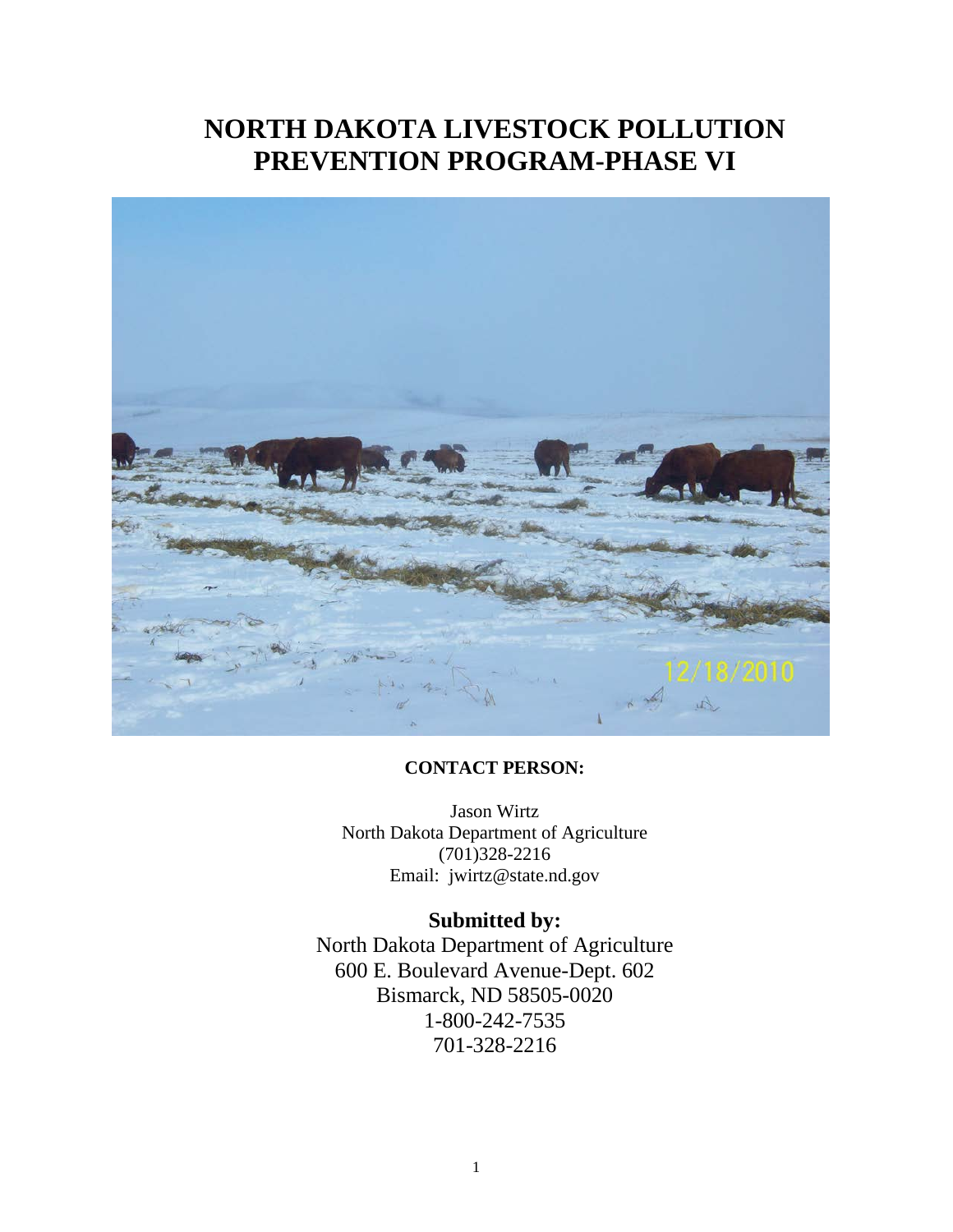# NORTH DAKOTA LIVESTOCK POLLUTION PREVENTION PROGRAM-PHASE VI

**CONTACT PERSON:**

Jason Wirtz
North Dakota Department of Agriculture
(701)328-2216
Email: jwirtz@state.nd.gov

**Submitted by:**

North Dakota Department of Agriculture
600 E. Boulevard Avenue-Dept. 602
Bismarck, ND 58505-0020
1-800-242-7535
701-328-2216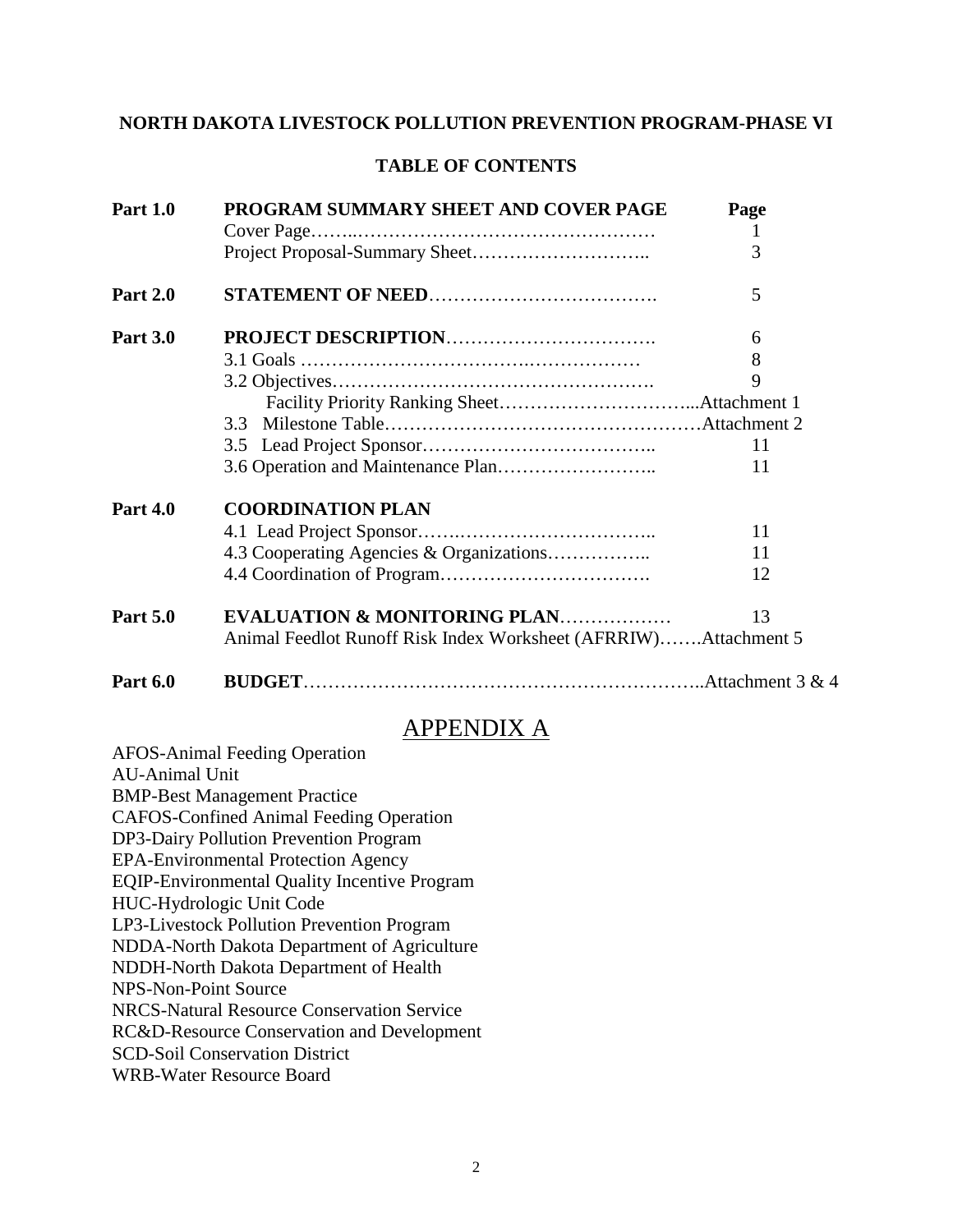**NORTH DAKOTA LIVESTOCK POLLUTION PREVENTION PROGRAM-PHASE VI**

**TABLE OF CONTENTS**

| | | Page |
|---|---|---|
| **Part 1.0** | **PROGRAM SUMMARY SHEET AND COVER PAGE** | |
| | Cover Page | 1 |
| | Project Proposal-Summary Sheet | 3 |
| **Part 2.0** | **STATEMENT OF NEED** | 5 |
| **Part 3.0** | **PROJECT DESCRIPTION** | 6 |
| | 3.1 Goals | 8 |
| | 3.2 Objectives | 9 |
| | Facility Priority Ranking Sheet | Attachment 1 |
| | 3.3 Milestone Table | Attachment 2 |
| | 3.5 Lead Project Sponsor | 11 |
| | 3.6 Operation and Maintenance Plan | 11 |
| **Part 4.0** | **COORDINATION PLAN** | |
| | 4.1 Lead Project Sponsor | 11 |
| | 4.3 Cooperating Agencies & Organizations | 11 |
| | 4.4 Coordination of Program | 12 |
| **Part 5.0** | **EVALUATION & MONITORING PLAN** | 13 |
| | Animal Feedlot Runoff Risk Index Worksheet (AFRRIW) | Attachment 5 |
| **Part 6.0** | **BUDGET** | Attachment 3 & 4 |

# APPENDIX A

AFOS-Animal Feeding Operation
AU-Animal Unit
BMP-Best Management Practice
CAFOS-Confined Animal Feeding Operation
DP3-Dairy Pollution Prevention Program
EPA-Environmental Protection Agency
EQIP-Environmental Quality Incentive Program
HUC-Hydrologic Unit Code
LP3-Livestock Pollution Prevention Program
NDDA-North Dakota Department of Agriculture
NDDH-North Dakota Department of Health
NPS-Non-Point Source
NRCS-Natural Resource Conservation Service
RC&D-Resource Conservation and Development
SCD-Soil Conservation District
WRB-Water Resource Board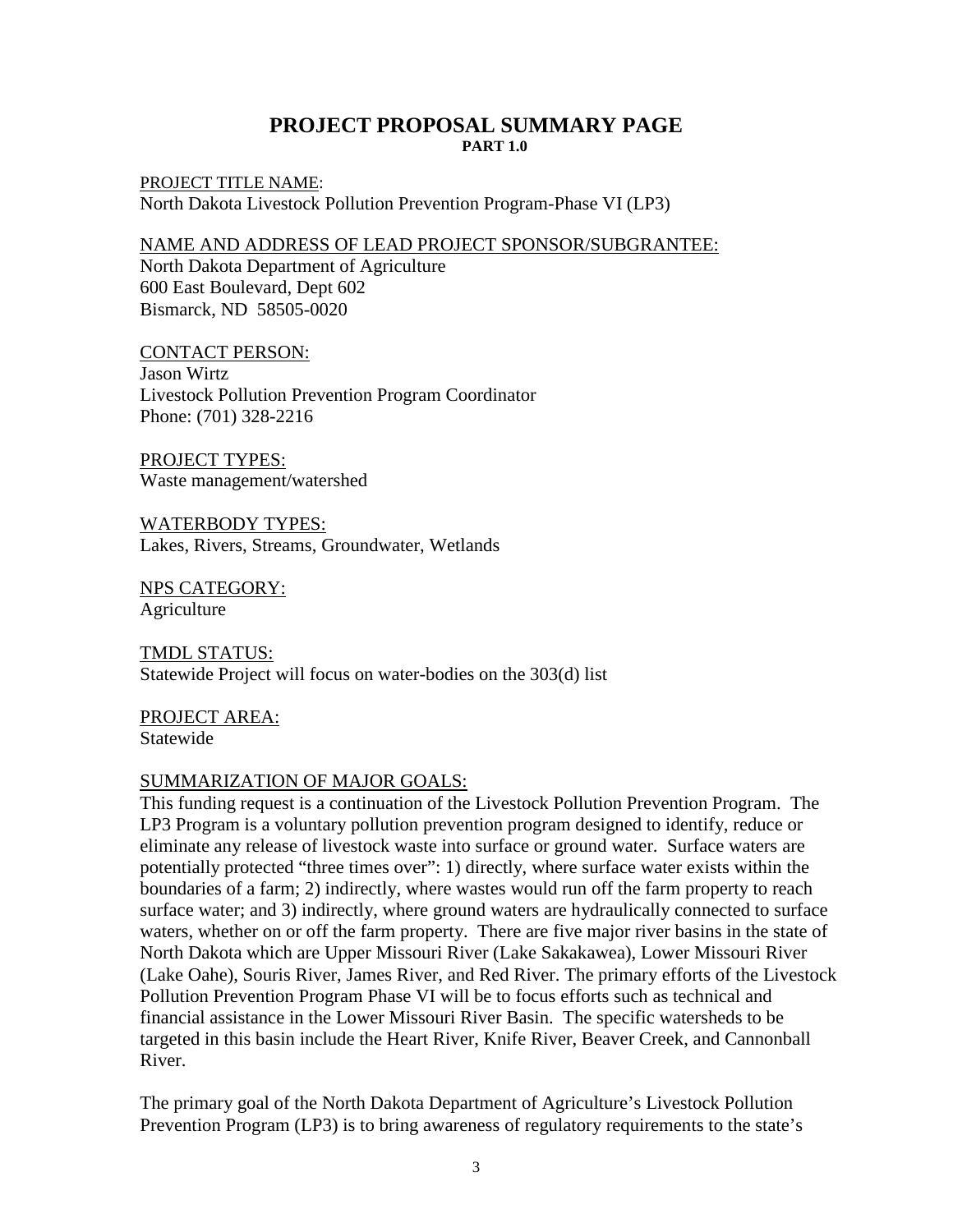# PROJECT PROPOSAL SUMMARY PAGE

**PART 1.0**

PROJECT TITLE NAME:
North Dakota Livestock Pollution Prevention Program-Phase VI (LP3)

NAME AND ADDRESS OF LEAD PROJECT SPONSOR/SUBGRANTEE:
North Dakota Department of Agriculture
600 East Boulevard, Dept 602
Bismarck, ND 58505-0020

CONTACT PERSON:
Jason Wirtz
Livestock Pollution Prevention Program Coordinator
Phone: (701) 328-2216

PROJECT TYPES:
Waste management/watershed

WATERBODY TYPES:
Lakes, Rivers, Streams, Groundwater, Wetlands

NPS CATEGORY:
Agriculture

TMDL STATUS:
Statewide Project will focus on water-bodies on the 303(d) list

PROJECT AREA:
Statewide

SUMMARIZATION OF MAJOR GOALS:
This funding request is a continuation of the Livestock Pollution Prevention Program. The LP3 Program is a voluntary pollution prevention program designed to identify, reduce or eliminate any release of livestock waste into surface or ground water. Surface waters are potentially protected "three times over": 1) directly, where surface water exists within the boundaries of a farm; 2) indirectly, where wastes would run off the farm property to reach surface water; and 3) indirectly, where ground waters are hydraulically connected to surface waters, whether on or off the farm property. There are five major river basins in the state of North Dakota which are Upper Missouri River (Lake Sakakawea), Lower Missouri River (Lake Oahe), Souris River, James River, and Red River. The primary efforts of the Livestock Pollution Prevention Program Phase VI will be to focus efforts such as technical and financial assistance in the Lower Missouri River Basin. The specific watersheds to be targeted in this basin include the Heart River, Knife River, Beaver Creek, and Cannonball River.

The primary goal of the North Dakota Department of Agriculture's Livestock Pollution Prevention Program (LP3) is to bring awareness of regulatory requirements to the state's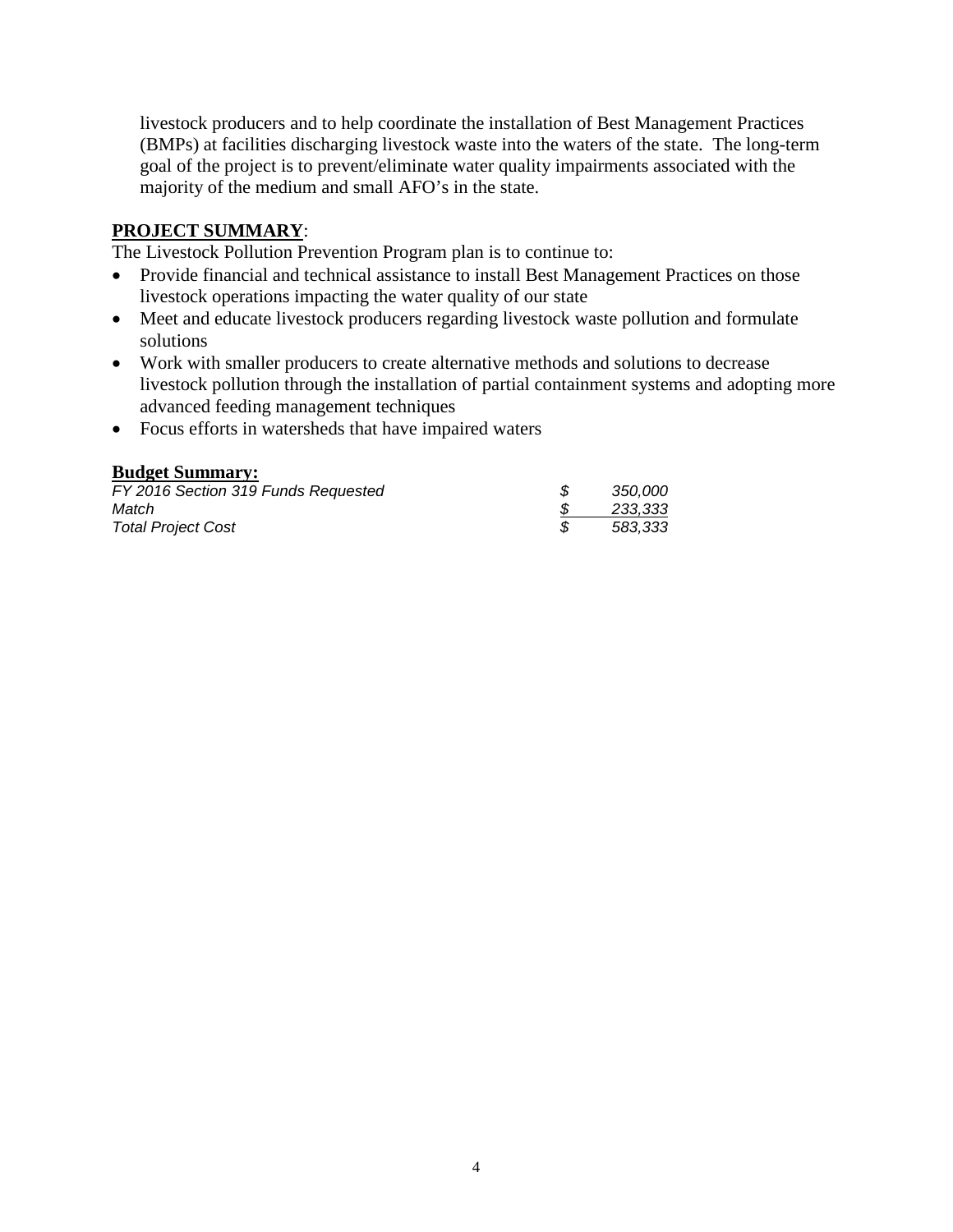livestock producers and to help coordinate the installation of Best Management Practices (BMPs) at facilities discharging livestock waste into the waters of the state. The long-term goal of the project is to prevent/eliminate water quality impairments associated with the majority of the medium and small AFO's in the state.

**PROJECT SUMMARY**:

The Livestock Pollution Prevention Program plan is to continue to:

- Provide financial and technical assistance to install Best Management Practices on those livestock operations impacting the water quality of our state
- Meet and educate livestock producers regarding livestock waste pollution and formulate solutions
- Work with smaller producers to create alternative methods and solutions to decrease livestock pollution through the installation of partial containment systems and adopting more advanced feeding management techniques
- Focus efforts in watersheds that have impaired waters

**Budget Summary:**

| | | |
|---|---|---|
| *FY 2016 Section 319 Funds Requested* | *$* | *350,000* |
| *Match* | *$* | *233,333* |
| *Total Project Cost* | *$* | *583,333* |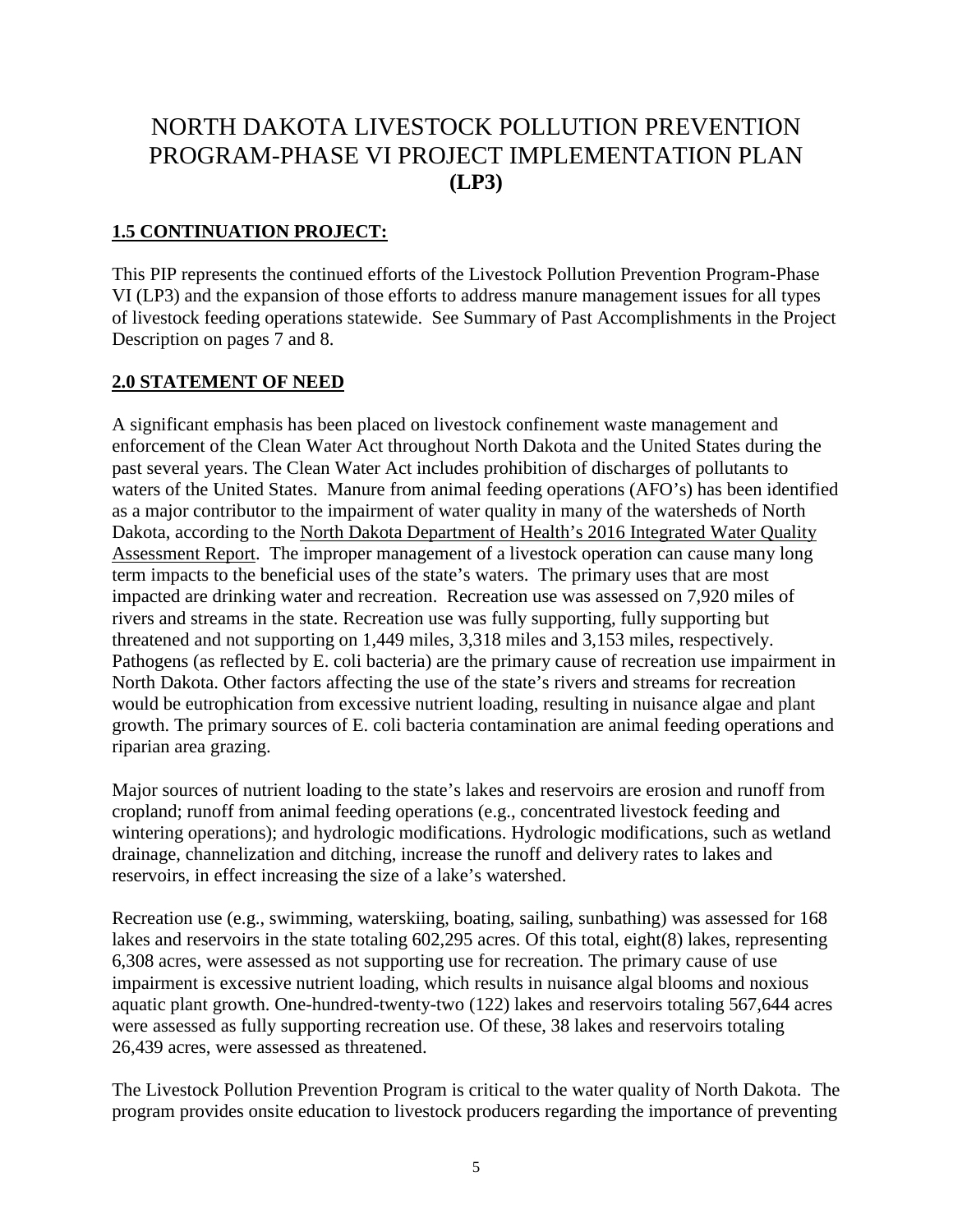# NORTH DAKOTA LIVESTOCK POLLUTION PREVENTION PROGRAM-PHASE VI PROJECT IMPLEMENTATION PLAN **(LP3)**

## 1.5 CONTINUATION PROJECT:

This PIP represents the continued efforts of the Livestock Pollution Prevention Program-Phase VI (LP3) and the expansion of those efforts to address manure management issues for all types of livestock feeding operations statewide. See Summary of Past Accomplishments in the Project Description on pages 7 and 8.

## 2.0 STATEMENT OF NEED

A significant emphasis has been placed on livestock confinement waste management and enforcement of the Clean Water Act throughout North Dakota and the United States during the past several years. The Clean Water Act includes prohibition of discharges of pollutants to waters of the United States. Manure from animal feeding operations (AFO's) has been identified as a major contributor to the impairment of water quality in many of the watersheds of North Dakota, according to the North Dakota Department of Health's 2016 Integrated Water Quality Assessment Report. The improper management of a livestock operation can cause many long term impacts to the beneficial uses of the state's waters. The primary uses that are most impacted are drinking water and recreation. Recreation use was assessed on 7,920 miles of rivers and streams in the state. Recreation use was fully supporting, fully supporting but threatened and not supporting on 1,449 miles, 3,318 miles and 3,153 miles, respectively. Pathogens (as reflected by E. coli bacteria) are the primary cause of recreation use impairment in North Dakota. Other factors affecting the use of the state's rivers and streams for recreation would be eutrophication from excessive nutrient loading, resulting in nuisance algae and plant growth. The primary sources of E. coli bacteria contamination are animal feeding operations and riparian area grazing.

Major sources of nutrient loading to the state's lakes and reservoirs are erosion and runoff from cropland; runoff from animal feeding operations (e.g., concentrated livestock feeding and wintering operations); and hydrologic modifications. Hydrologic modifications, such as wetland drainage, channelization and ditching, increase the runoff and delivery rates to lakes and reservoirs, in effect increasing the size of a lake's watershed.

Recreation use (e.g., swimming, waterskiing, boating, sailing, sunbathing) was assessed for 168 lakes and reservoirs in the state totaling 602,295 acres. Of this total, eight(8) lakes, representing 6,308 acres, were assessed as not supporting use for recreation. The primary cause of use impairment is excessive nutrient loading, which results in nuisance algal blooms and noxious aquatic plant growth. One-hundred-twenty-two (122) lakes and reservoirs totaling 567,644 acres were assessed as fully supporting recreation use. Of these, 38 lakes and reservoirs totaling 26,439 acres, were assessed as threatened.

The Livestock Pollution Prevention Program is critical to the water quality of North Dakota. The program provides onsite education to livestock producers regarding the importance of preventing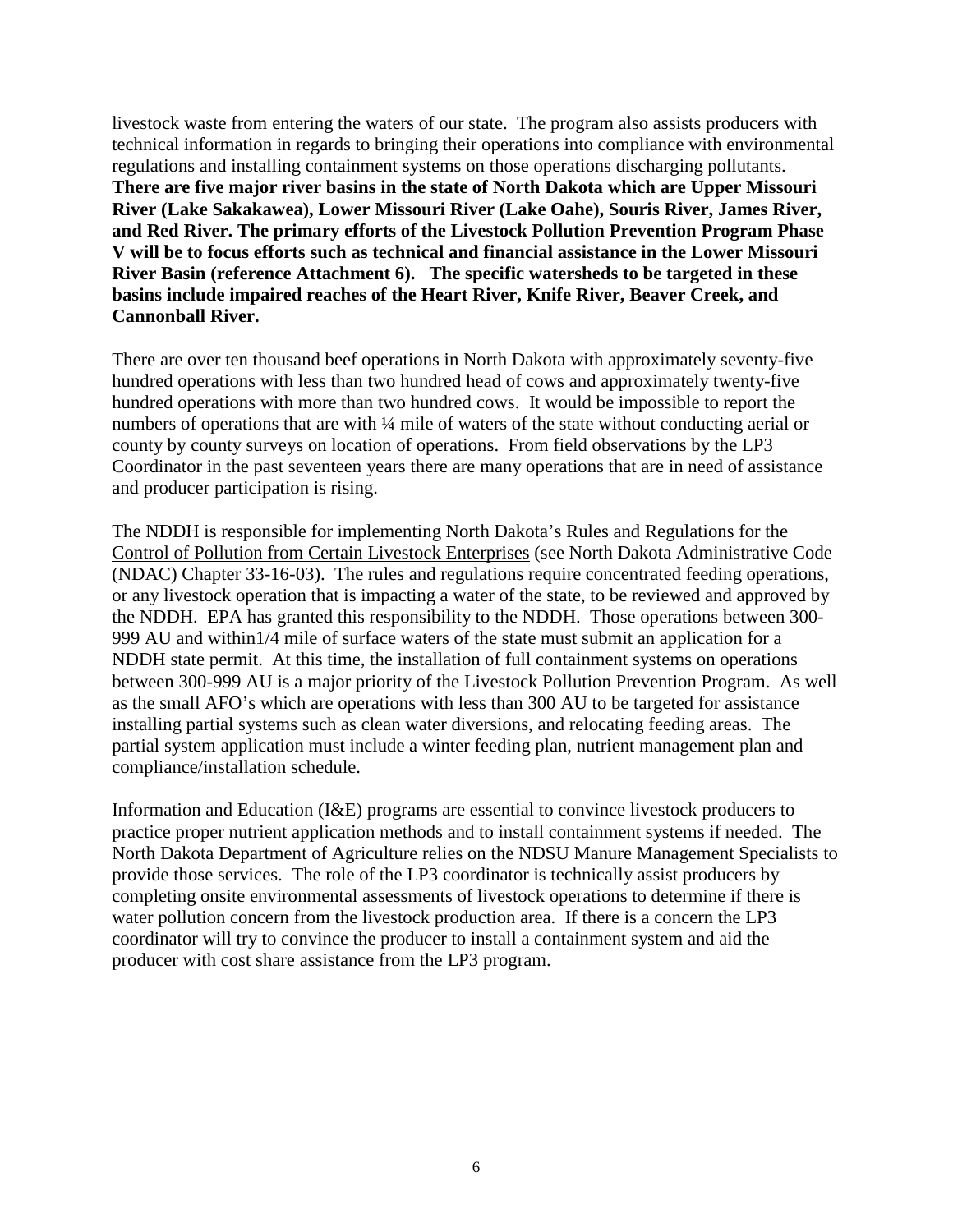livestock waste from entering the waters of our state. The program also assists producers with technical information in regards to bringing their operations into compliance with environmental regulations and installing containment systems on those operations discharging pollutants. **There are five major river basins in the state of North Dakota which are Upper Missouri River (Lake Sakakawea), Lower Missouri River (Lake Oahe), Souris River, James River, and Red River. The primary efforts of the Livestock Pollution Prevention Program Phase V will be to focus efforts such as technical and financial assistance in the Lower Missouri River Basin (reference Attachment 6). The specific watersheds to be targeted in these basins include impaired reaches of the Heart River, Knife River, Beaver Creek, and Cannonball River.**

There are over ten thousand beef operations in North Dakota with approximately seventy-five hundred operations with less than two hundred head of cows and approximately twenty-five hundred operations with more than two hundred cows. It would be impossible to report the numbers of operations that are with ¼ mile of waters of the state without conducting aerial or county by county surveys on location of operations. From field observations by the LP3 Coordinator in the past seventeen years there are many operations that are in need of assistance and producer participation is rising.

The NDDH is responsible for implementing North Dakota's Rules and Regulations for the Control of Pollution from Certain Livestock Enterprises (see North Dakota Administrative Code (NDAC) Chapter 33-16-03). The rules and regulations require concentrated feeding operations, or any livestock operation that is impacting a water of the state, to be reviewed and approved by the NDDH. EPA has granted this responsibility to the NDDH. Those operations between 300-999 AU and within1/4 mile of surface waters of the state must submit an application for a NDDH state permit. At this time, the installation of full containment systems on operations between 300-999 AU is a major priority of the Livestock Pollution Prevention Program. As well as the small AFO's which are operations with less than 300 AU to be targeted for assistance installing partial systems such as clean water diversions, and relocating feeding areas. The partial system application must include a winter feeding plan, nutrient management plan and compliance/installation schedule.

Information and Education (I&E) programs are essential to convince livestock producers to practice proper nutrient application methods and to install containment systems if needed. The North Dakota Department of Agriculture relies on the NDSU Manure Management Specialists to provide those services. The role of the LP3 coordinator is technically assist producers by completing onsite environmental assessments of livestock operations to determine if there is water pollution concern from the livestock production area. If there is a concern the LP3 coordinator will try to convince the producer to install a containment system and aid the producer with cost share assistance from the LP3 program.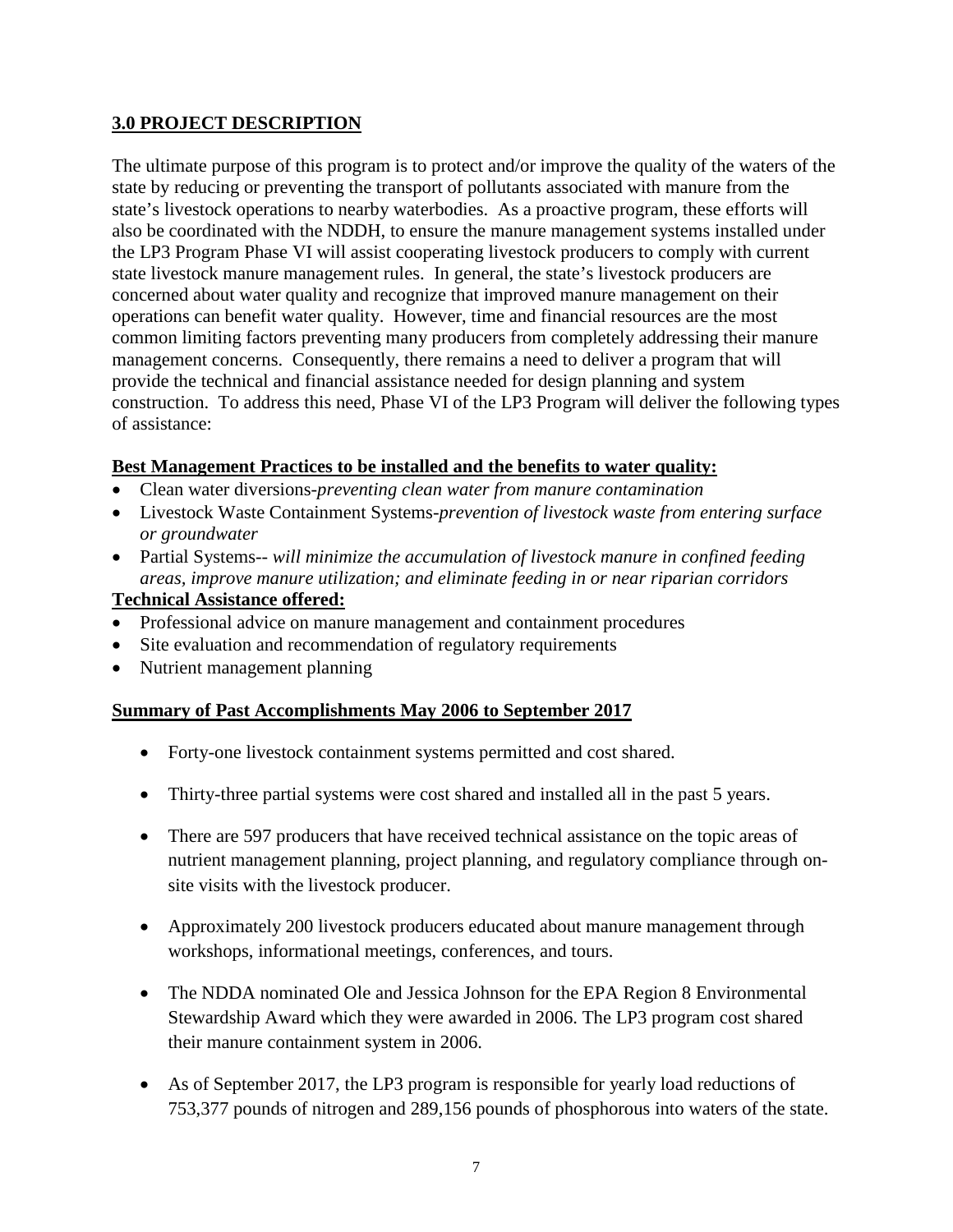## 3.0 PROJECT DESCRIPTION

The ultimate purpose of this program is to protect and/or improve the quality of the waters of the state by reducing or preventing the transport of pollutants associated with manure from the state's livestock operations to nearby waterbodies. As a proactive program, these efforts will also be coordinated with the NDDH, to ensure the manure management systems installed under the LP3 Program Phase VI will assist cooperating livestock producers to comply with current state livestock manure management rules. In general, the state's livestock producers are concerned about water quality and recognize that improved manure management on their operations can benefit water quality. However, time and financial resources are the most common limiting factors preventing many producers from completely addressing their manure management concerns. Consequently, there remains a need to deliver a program that will provide the technical and financial assistance needed for design planning and system construction. To address this need, Phase VI of the LP3 Program will deliver the following types of assistance:

**Best Management Practices to be installed and the benefits to water quality:**

- Clean water diversions-*preventing clean water from manure contamination*
- Livestock Waste Containment Systems-*prevention of livestock waste from entering surface or groundwater*
- Partial Systems-- *will minimize the accumulation of livestock manure in confined feeding areas, improve manure utilization; and eliminate feeding in or near riparian corridors*

**Technical Assistance offered:**

- Professional advice on manure management and containment procedures
- Site evaluation and recommendation of regulatory requirements
- Nutrient management planning

**Summary of Past Accomplishments May 2006 to September 2017**

- Forty-one livestock containment systems permitted and cost shared.
- Thirty-three partial systems were cost shared and installed all in the past 5 years.
- There are 597 producers that have received technical assistance on the topic areas of nutrient management planning, project planning, and regulatory compliance through on-site visits with the livestock producer.
- Approximately 200 livestock producers educated about manure management through workshops, informational meetings, conferences, and tours.
- The NDDA nominated Ole and Jessica Johnson for the EPA Region 8 Environmental Stewardship Award which they were awarded in 2006. The LP3 program cost shared their manure containment system in 2006.
- As of September 2017, the LP3 program is responsible for yearly load reductions of 753,377 pounds of nitrogen and 289,156 pounds of phosphorous into waters of the state.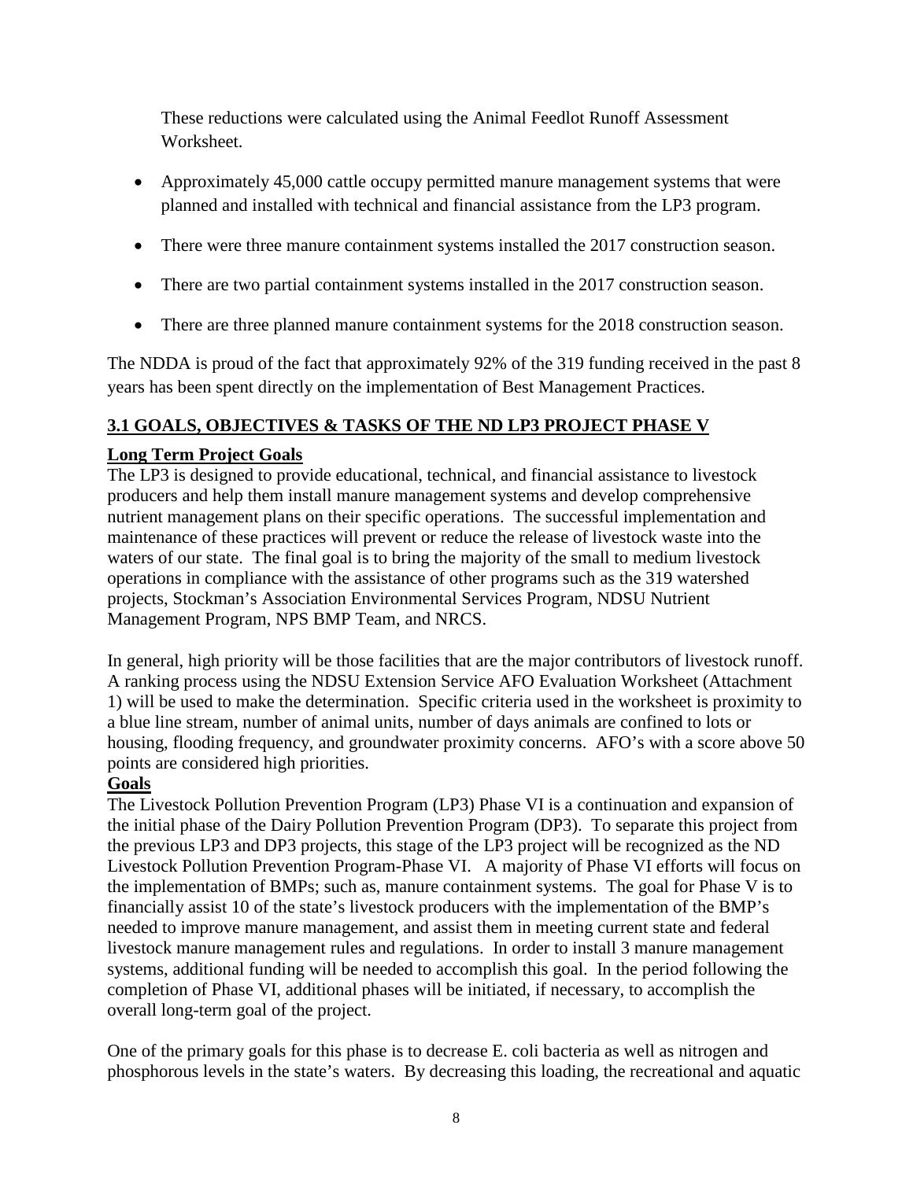These reductions were calculated using the Animal Feedlot Runoff Assessment Worksheet.

- Approximately 45,000 cattle occupy permitted manure management systems that were planned and installed with technical and financial assistance from the LP3 program.
- There were three manure containment systems installed the 2017 construction season.
- There are two partial containment systems installed in the 2017 construction season.
- There are three planned manure containment systems for the 2018 construction season.

The NDDA is proud of the fact that approximately 92% of the 319 funding received in the past 8 years has been spent directly on the implementation of Best Management Practices.

## 3.1 GOALS, OBJECTIVES & TASKS OF THE ND LP3 PROJECT PHASE V

### Long Term Project Goals

The LP3 is designed to provide educational, technical, and financial assistance to livestock producers and help them install manure management systems and develop comprehensive nutrient management plans on their specific operations. The successful implementation and maintenance of these practices will prevent or reduce the release of livestock waste into the waters of our state. The final goal is to bring the majority of the small to medium livestock operations in compliance with the assistance of other programs such as the 319 watershed projects, Stockman's Association Environmental Services Program, NDSU Nutrient Management Program, NPS BMP Team, and NRCS.

In general, high priority will be those facilities that are the major contributors of livestock runoff. A ranking process using the NDSU Extension Service AFO Evaluation Worksheet (Attachment 1) will be used to make the determination. Specific criteria used in the worksheet is proximity to a blue line stream, number of animal units, number of days animals are confined to lots or housing, flooding frequency, and groundwater proximity concerns. AFO's with a score above 50 points are considered high priorities.

### Goals

The Livestock Pollution Prevention Program (LP3) Phase VI is a continuation and expansion of the initial phase of the Dairy Pollution Prevention Program (DP3). To separate this project from the previous LP3 and DP3 projects, this stage of the LP3 project will be recognized as the ND Livestock Pollution Prevention Program-Phase VI. A majority of Phase VI efforts will focus on the implementation of BMPs; such as, manure containment systems. The goal for Phase V is to financially assist 10 of the state's livestock producers with the implementation of the BMP's needed to improve manure management, and assist them in meeting current state and federal livestock manure management rules and regulations. In order to install 3 manure management systems, additional funding will be needed to accomplish this goal. In the period following the completion of Phase VI, additional phases will be initiated, if necessary, to accomplish the overall long-term goal of the project.

One of the primary goals for this phase is to decrease E. coli bacteria as well as nitrogen and phosphorous levels in the state's waters. By decreasing this loading, the recreational and aquatic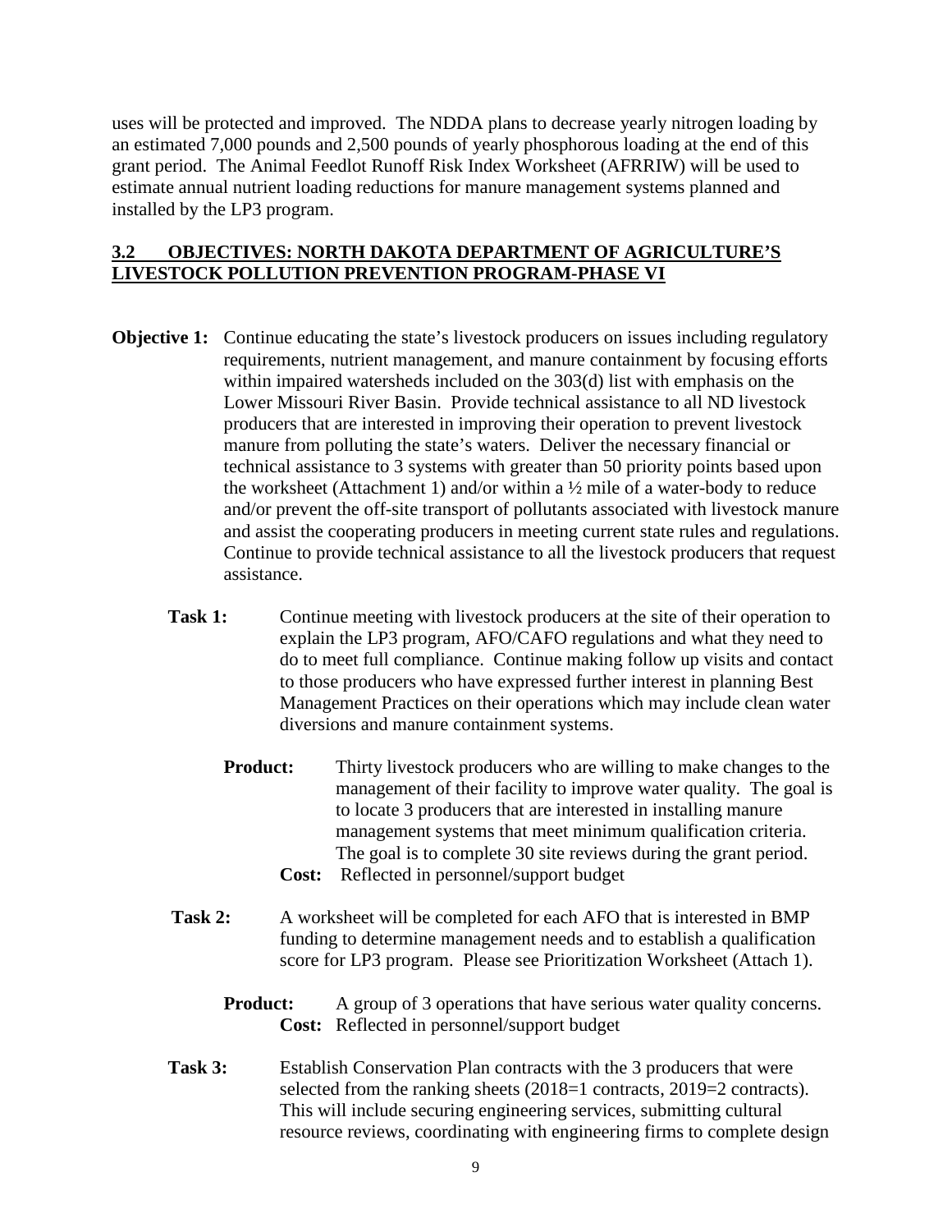uses will be protected and improved. The NDDA plans to decrease yearly nitrogen loading by an estimated 7,000 pounds and 2,500 pounds of yearly phosphorous loading at the end of this grant period. The Animal Feedlot Runoff Risk Index Worksheet (AFRRIW) will be used to estimate annual nutrient loading reductions for manure management systems planned and installed by the LP3 program.

## 3.2 OBJECTIVES: NORTH DAKOTA DEPARTMENT OF AGRICULTURE'S LIVESTOCK POLLUTION PREVENTION PROGRAM-PHASE VI

**Objective 1:** Continue educating the state's livestock producers on issues including regulatory requirements, nutrient management, and manure containment by focusing efforts within impaired watersheds included on the 303(d) list with emphasis on the Lower Missouri River Basin. Provide technical assistance to all ND livestock producers that are interested in improving their operation to prevent livestock manure from polluting the state's waters. Deliver the necessary financial or technical assistance to 3 systems with greater than 50 priority points based upon the worksheet (Attachment 1) and/or within a ½ mile of a water-body to reduce and/or prevent the off-site transport of pollutants associated with livestock manure and assist the cooperating producers in meeting current state rules and regulations. Continue to provide technical assistance to all the livestock producers that request assistance.

**Task 1:** Continue meeting with livestock producers at the site of their operation to explain the LP3 program, AFO/CAFO regulations and what they need to do to meet full compliance. Continue making follow up visits and contact to those producers who have expressed further interest in planning Best Management Practices on their operations which may include clean water diversions and manure containment systems.

**Product:** Thirty livestock producers who are willing to make changes to the management of their facility to improve water quality. The goal is to locate 3 producers that are interested in installing manure management systems that meet minimum qualification criteria. The goal is to complete 30 site reviews during the grant period.
**Cost:** Reflected in personnel/support budget

**Task 2:** A worksheet will be completed for each AFO that is interested in BMP funding to determine management needs and to establish a qualification score for LP3 program. Please see Prioritization Worksheet (Attach 1).

**Product:** A group of 3 operations that have serious water quality concerns.
**Cost:** Reflected in personnel/support budget

**Task 3:** Establish Conservation Plan contracts with the 3 producers that were selected from the ranking sheets (2018=1 contracts, 2019=2 contracts). This will include securing engineering services, submitting cultural resource reviews, coordinating with engineering firms to complete design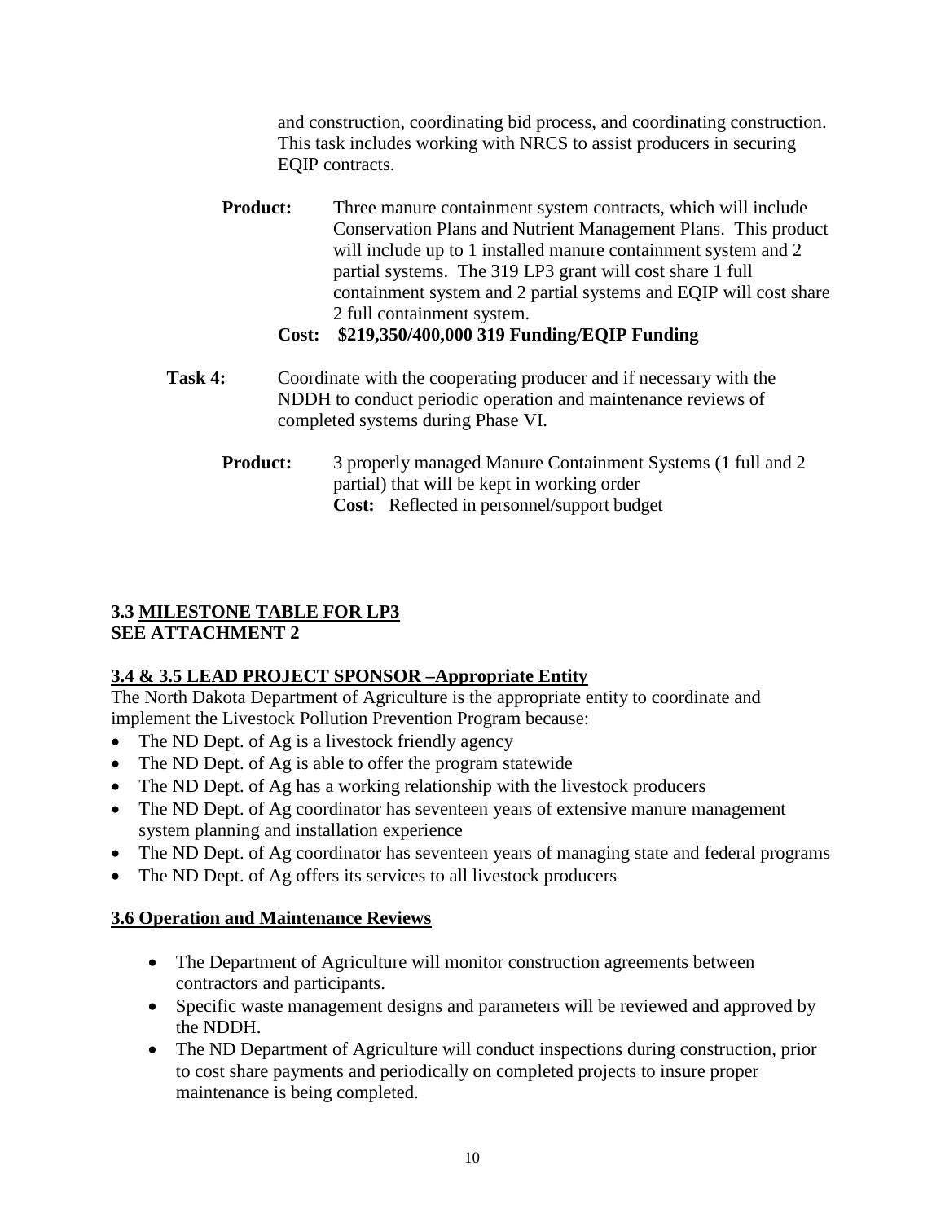and construction, coordinating bid process, and coordinating construction. This task includes working with NRCS to assist producers in securing EQIP contracts.

**Product:** Three manure containment system contracts, which will include Conservation Plans and Nutrient Management Plans. This product will include up to 1 installed manure containment system and 2 partial systems. The 319 LP3 grant will cost share 1 full containment system and 2 partial systems and EQIP will cost share 2 full containment system.

**Cost: $219,350/400,000 319 Funding/EQIP Funding**

**Task 4:** Coordinate with the cooperating producer and if necessary with the NDDH to conduct periodic operation and maintenance reviews of completed systems during Phase VI.

**Product:** 3 properly managed Manure Containment Systems (1 full and 2 partial) that will be kept in working order

**Cost:** Reflected in personnel/support budget

## 3.3 MILESTONE TABLE FOR LP3
## SEE ATTACHMENT 2

## 3.4 & 3.5 LEAD PROJECT SPONSOR –Appropriate Entity

The North Dakota Department of Agriculture is the appropriate entity to coordinate and implement the Livestock Pollution Prevention Program because:

- The ND Dept. of Ag is a livestock friendly agency
- The ND Dept. of Ag is able to offer the program statewide
- The ND Dept. of Ag has a working relationship with the livestock producers
- The ND Dept. of Ag coordinator has seventeen years of extensive manure management system planning and installation experience
- The ND Dept. of Ag coordinator has seventeen years of managing state and federal programs
- The ND Dept. of Ag offers its services to all livestock producers

## 3.6 Operation and Maintenance Reviews

- The Department of Agriculture will monitor construction agreements between contractors and participants.
- Specific waste management designs and parameters will be reviewed and approved by the NDDH.
- The ND Department of Agriculture will conduct inspections during construction, prior to cost share payments and periodically on completed projects to insure proper maintenance is being completed.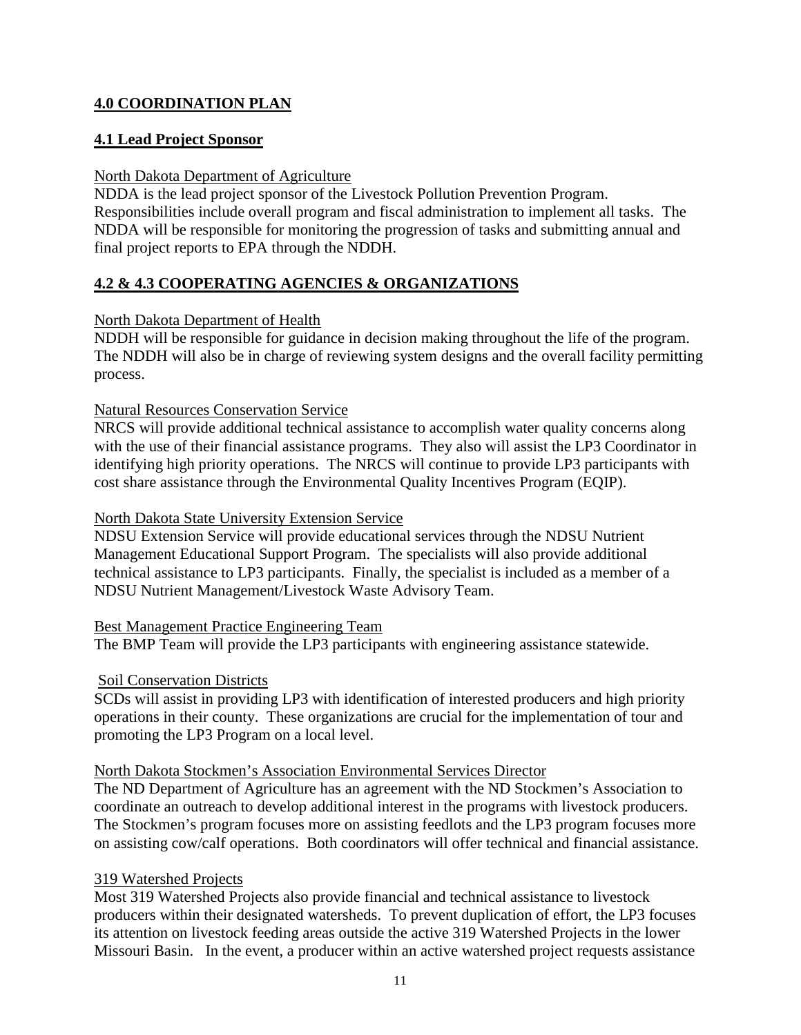## 4.0 COORDINATION PLAN

### 4.1 Lead Project Sponsor

North Dakota Department of Agriculture

NDDA is the lead project sponsor of the Livestock Pollution Prevention Program. Responsibilities include overall program and fiscal administration to implement all tasks. The NDDA will be responsible for monitoring the progression of tasks and submitting annual and final project reports to EPA through the NDDH.

### 4.2 & 4.3 COOPERATING AGENCIES & ORGANIZATIONS

North Dakota Department of Health

NDDH will be responsible for guidance in decision making throughout the life of the program. The NDDH will also be in charge of reviewing system designs and the overall facility permitting process.

Natural Resources Conservation Service

NRCS will provide additional technical assistance to accomplish water quality concerns along with the use of their financial assistance programs. They also will assist the LP3 Coordinator in identifying high priority operations. The NRCS will continue to provide LP3 participants with cost share assistance through the Environmental Quality Incentives Program (EQIP).

North Dakota State University Extension Service

NDSU Extension Service will provide educational services through the NDSU Nutrient Management Educational Support Program. The specialists will also provide additional technical assistance to LP3 participants. Finally, the specialist is included as a member of a NDSU Nutrient Management/Livestock Waste Advisory Team.

Best Management Practice Engineering Team

The BMP Team will provide the LP3 participants with engineering assistance statewide.

Soil Conservation Districts

SCDs will assist in providing LP3 with identification of interested producers and high priority operations in their county. These organizations are crucial for the implementation of tour and promoting the LP3 Program on a local level.

North Dakota Stockmen's Association Environmental Services Director

The ND Department of Agriculture has an agreement with the ND Stockmen's Association to coordinate an outreach to develop additional interest in the programs with livestock producers. The Stockmen's program focuses more on assisting feedlots and the LP3 program focuses more on assisting cow/calf operations. Both coordinators will offer technical and financial assistance.

319 Watershed Projects

Most 319 Watershed Projects also provide financial and technical assistance to livestock producers within their designated watersheds. To prevent duplication of effort, the LP3 focuses its attention on livestock feeding areas outside the active 319 Watershed Projects in the lower Missouri Basin. In the event, a producer within an active watershed project requests assistance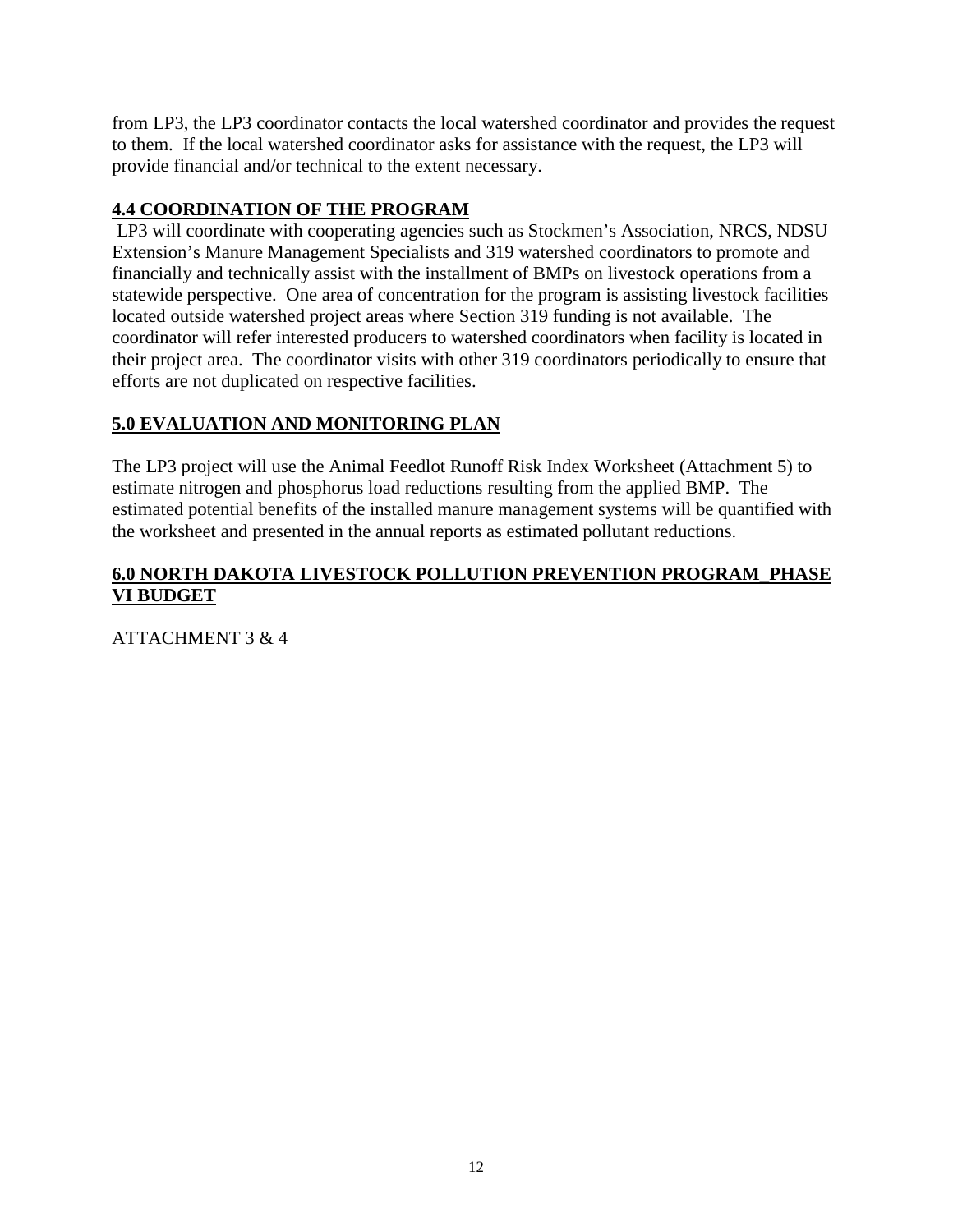from LP3, the LP3 coordinator contacts the local watershed coordinator and provides the request to them. If the local watershed coordinator asks for assistance with the request, the LP3 will provide financial and/or technical to the extent necessary.

## **4.4 COORDINATION OF THE PROGRAM**

LP3 will coordinate with cooperating agencies such as Stockmen's Association, NRCS, NDSU Extension's Manure Management Specialists and 319 watershed coordinators to promote and financially and technically assist with the installment of BMPs on livestock operations from a statewide perspective. One area of concentration for the program is assisting livestock facilities located outside watershed project areas where Section 319 funding is not available. The coordinator will refer interested producers to watershed coordinators when facility is located in their project area. The coordinator visits with other 319 coordinators periodically to ensure that efforts are not duplicated on respective facilities.

## **5.0 EVALUATION AND MONITORING PLAN**

The LP3 project will use the Animal Feedlot Runoff Risk Index Worksheet (Attachment 5) to estimate nitrogen and phosphorus load reductions resulting from the applied BMP. The estimated potential benefits of the installed manure management systems will be quantified with the worksheet and presented in the annual reports as estimated pollutant reductions.

## **6.0 NORTH DAKOTA LIVESTOCK POLLUTION PREVENTION PROGRAM_PHASE VI BUDGET**

ATTACHMENT 3 & 4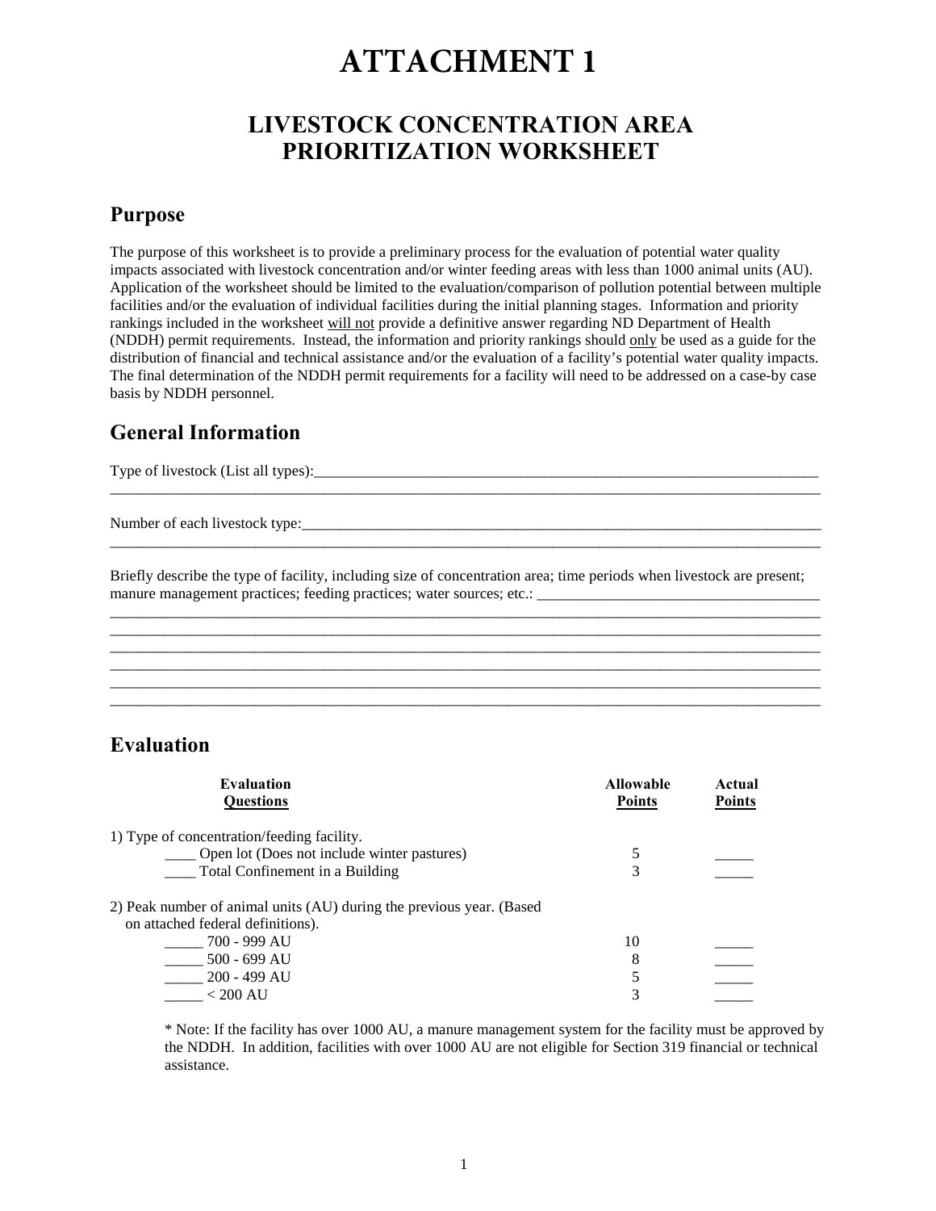# ATTACHMENT 1

## LIVESTOCK CONCENTRATION AREA PRIORITIZATION WORKSHEET

### Purpose

The purpose of this worksheet is to provide a preliminary process for the evaluation of potential water quality impacts associated with livestock concentration and/or winter feeding areas with less than 1000 animal units (AU). Application of the worksheet should be limited to the evaluation/comparison of pollution potential between multiple facilities and/or the evaluation of individual facilities during the initial planning stages. Information and priority rankings included in the worksheet will not provide a definitive answer regarding ND Department of Health (NDDH) permit requirements. Instead, the information and priority rankings should only be used as a guide for the distribution of financial and technical assistance and/or the evaluation of a facility's potential water quality impacts. The final determination of the NDDH permit requirements for a facility will need to be addressed on a case-by case basis by NDDH personnel.

### General Information

Type of livestock (List all types):________________________________________________________________________
________________________________________________________________________________________________

Number of each livestock type:___________________________________________________________________________
________________________________________________________________________________________________

Briefly describe the type of facility, including size of concentration area; time periods when livestock are present; manure management practices; feeding practices; water sources; etc.: ____________________________________
________________________________________________________________________________________________
________________________________________________________________________________________________
________________________________________________________________________________________________
________________________________________________________________________________________________
________________________________________________________________________________________________
________________________________________________________________________________________________

### Evaluation

| Evaluation Questions | Allowable Points | Actual Points |
|---|---|---|
| 1) Type of concentration/feeding facility. | | |
| ____ Open lot (Does not include winter pastures) | 5 | _____ |
| ____ Total Confinement in a Building | 3 | _____ |
| 2) Peak number of animal units (AU) during the previous year. (Based on attached federal definitions). | | |
| _____ 700 - 999 AU | 10 | _____ |
| _____ 500 - 699 AU | 8 | _____ |
| _____ 200 - 499 AU | 5 | _____ |
| _____ < 200 AU | 3 | _____ |

* Note: If the facility has over 1000 AU, a manure management system for the facility must be approved by the NDDH. In addition, facilities with over 1000 AU are not eligible for Section 319 financial or technical assistance.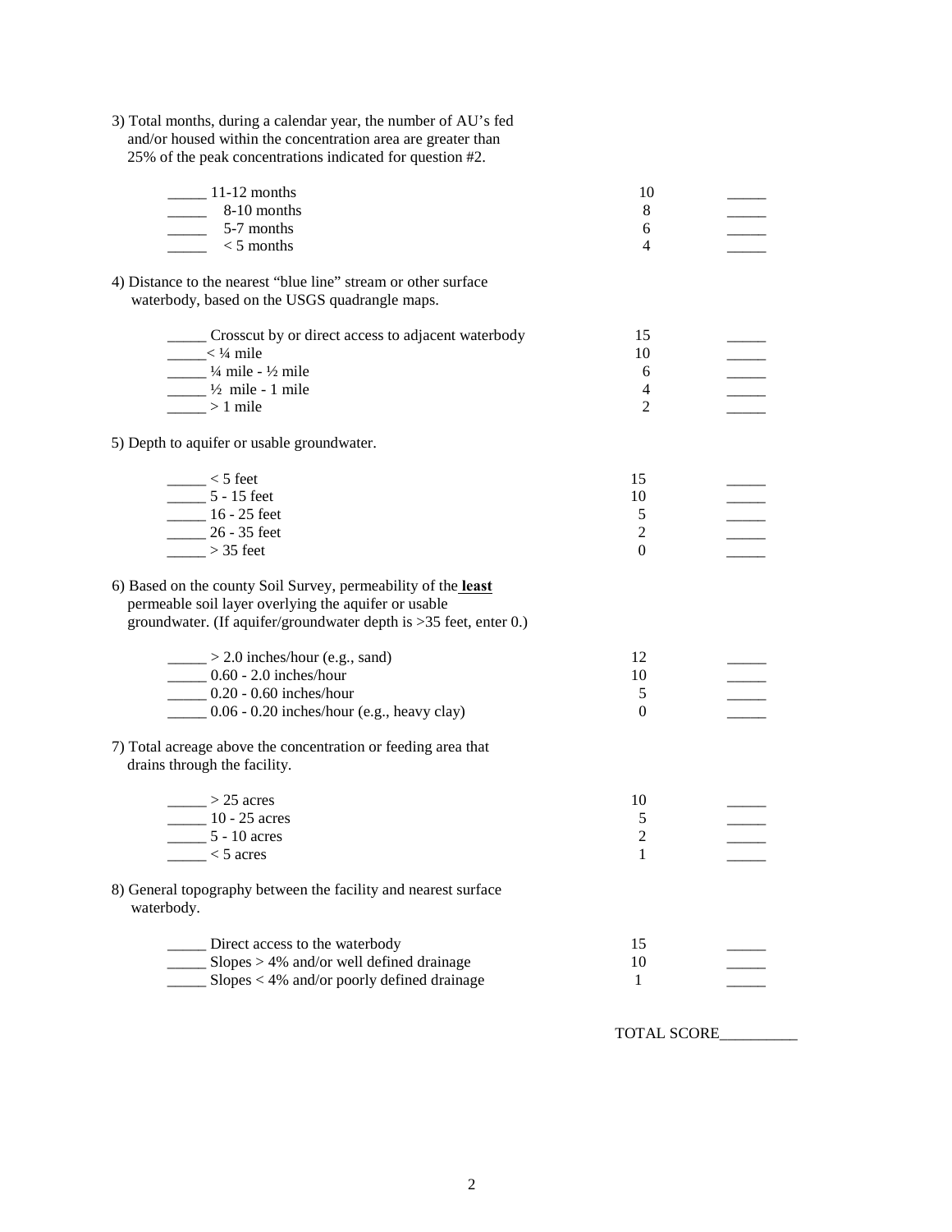3) Total months, during a calendar year, the number of AU's fed and/or housed within the concentration area are greater than 25% of the peak concentrations indicated for question #2.

| | | Points | Score |
|---|---|---|---|
| _____ | 11-12 months | 10 | _____ |
| _____ | 8-10 months | 8 | _____ |
| _____ | 5-7 months | 6 | _____ |
| _____ | < 5 months | 4 | _____ |

4) Distance to the nearest "blue line" stream or other surface waterbody, based on the USGS quadrangle maps.

| | | Points | Score |
|---|---|---|---|
| _____ | Crosscut by or direct access to adjacent waterbody | 15 | _____ |
| _____ | < ¼ mile | 10 | _____ |
| _____ | ¼ mile - ½ mile | 6 | _____ |
| _____ | ½ mile - 1 mile | 4 | _____ |
| _____ | > 1 mile | 2 | _____ |

5) Depth to aquifer or usable groundwater.

| | | Points | Score |
|---|---|---|---|
| _____ | < 5 feet | 15 | _____ |
| _____ | 5 - 15 feet | 10 | _____ |
| _____ | 16 - 25 feet | 5 | _____ |
| _____ | 26 - 35 feet | 2 | _____ |
| _____ | > 35 feet | 0 | _____ |

6) Based on the county Soil Survey, permeability of the **least** permeable soil layer overlying the aquifer or usable groundwater. (If aquifer/groundwater depth is >35 feet, enter 0.)

| | | Points | Score |
|---|---|---|---|
| _____ | > 2.0 inches/hour (e.g., sand) | 12 | _____ |
| _____ | 0.60 - 2.0 inches/hour | 10 | _____ |
| _____ | 0.20 - 0.60 inches/hour | 5 | _____ |
| _____ | 0.06 - 0.20 inches/hour (e.g., heavy clay) | 0 | _____ |

7) Total acreage above the concentration or feeding area that drains through the facility.

| | | Points | Score |
|---|---|---|---|
| _____ | > 25 acres | 10 | _____ |
| _____ | 10 - 25 acres | 5 | _____ |
| _____ | 5 - 10 acres | 2 | _____ |
| _____ | < 5 acres | 1 | _____ |

8) General topography between the facility and nearest surface waterbody.

| | | Points | Score |
|---|---|---|---|
| _____ | Direct access to the waterbody | 15 | _____ |
| _____ | Slopes > 4% and/or well defined drainage | 10 | _____ |
| _____ | Slopes < 4% and/or poorly defined drainage | 1 | _____ |

TOTAL SCORE__________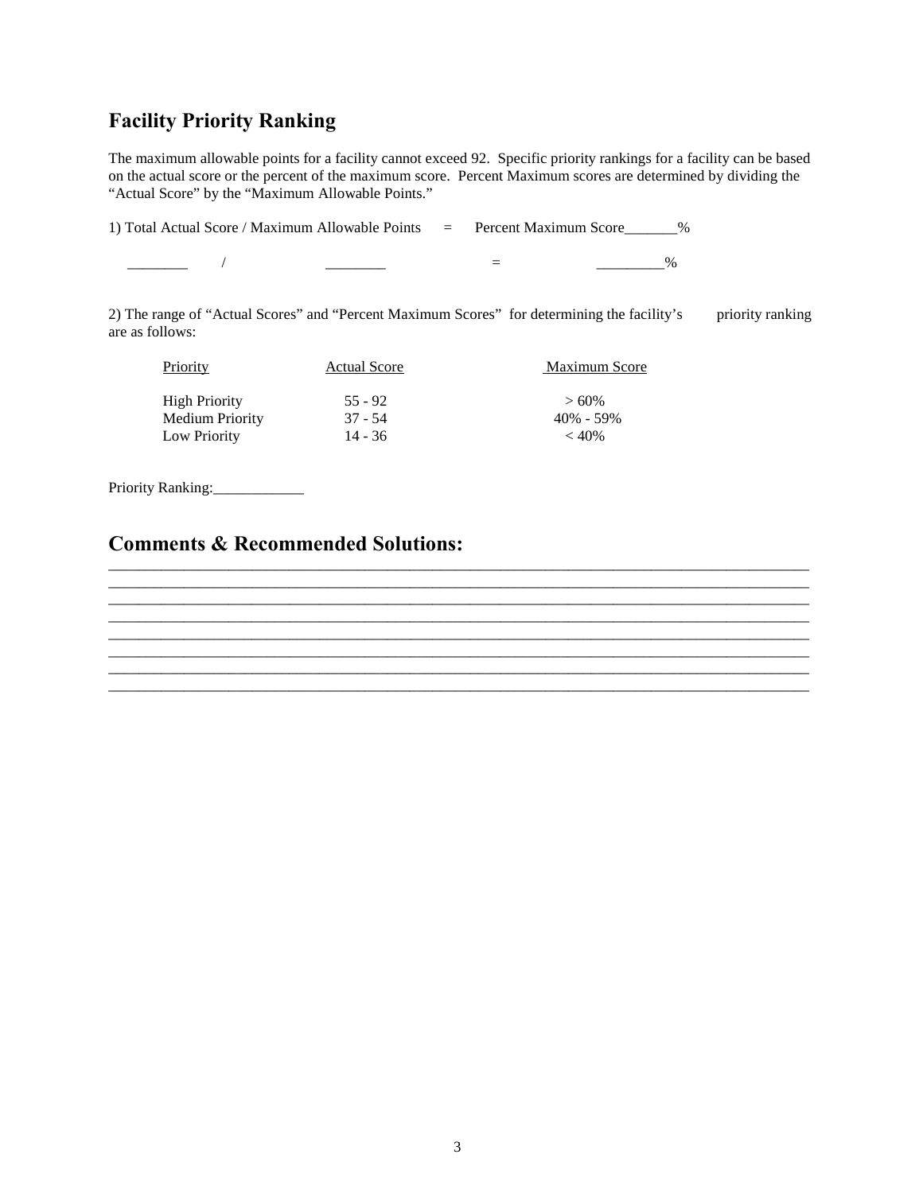## Facility Priority Ranking

The maximum allowable points for a facility cannot exceed 92. Specific priority rankings for a facility can be based on the actual score or the percent of the maximum score. Percent Maximum scores are determined by dividing the "Actual Score" by the "Maximum Allowable Points."

1) Total Actual Score / Maximum Allowable Points = Percent Maximum Score_______%

________ / ________ = _________%

2) The range of "Actual Scores" and "Percent Maximum Scores" for determining the facility's priority ranking are as follows:

| Priority | Actual Score | Maximum Score |
|---|---|---|
| High Priority | 55 - 92 | > 60% |
| Medium Priority | 37 - 54 | 40% - 59% |
| Low Priority | 14 - 36 | < 40% |

Priority Ranking:____________

## Comments & Recommended Solutions:

_____________________________________________________________________________________
_____________________________________________________________________________________
_____________________________________________________________________________________
_____________________________________________________________________________________
_____________________________________________________________________________________
_____________________________________________________________________________________
_____________________________________________________________________________________
_____________________________________________________________________________________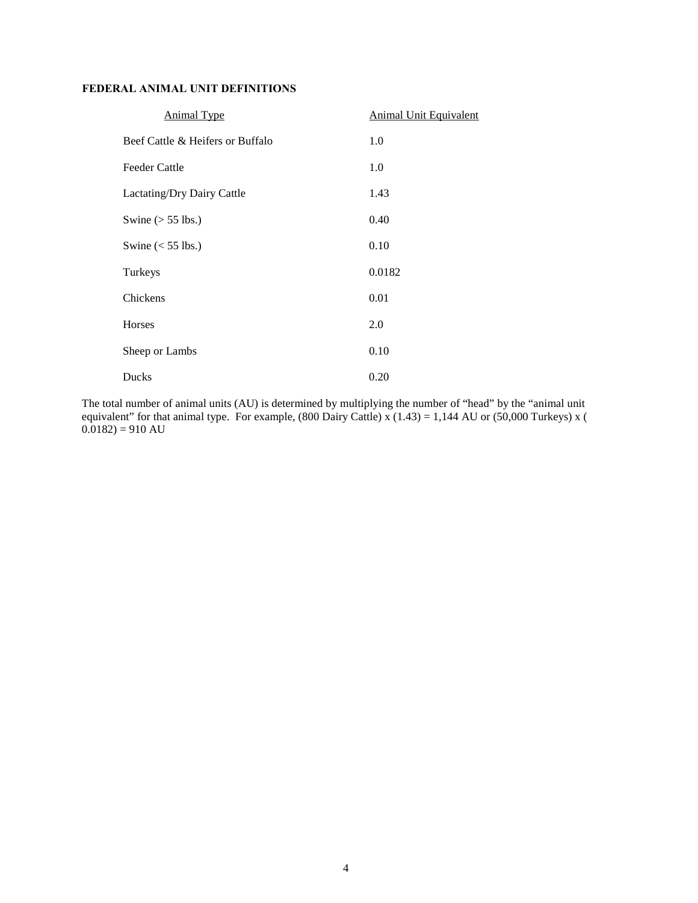**FEDERAL ANIMAL UNIT DEFINITIONS**

| Animal Type | Animal Unit Equivalent |
|---|---|
| Beef Cattle & Heifers or Buffalo | 1.0 |
| Feeder Cattle | 1.0 |
| Lactating/Dry Dairy Cattle | 1.43 |
| Swine (> 55 lbs.) | 0.40 |
| Swine (< 55 lbs.) | 0.10 |
| Turkeys | 0.0182 |
| Chickens | 0.01 |
| Horses | 2.0 |
| Sheep or Lambs | 0.10 |
| Ducks | 0.20 |

The total number of animal units (AU) is determined by multiplying the number of "head" by the "animal unit equivalent" for that animal type. For example, (800 Dairy Cattle) x (1.43) = 1,144 AU or (50,000 Turkeys) x ( 0.0182) = 910 AU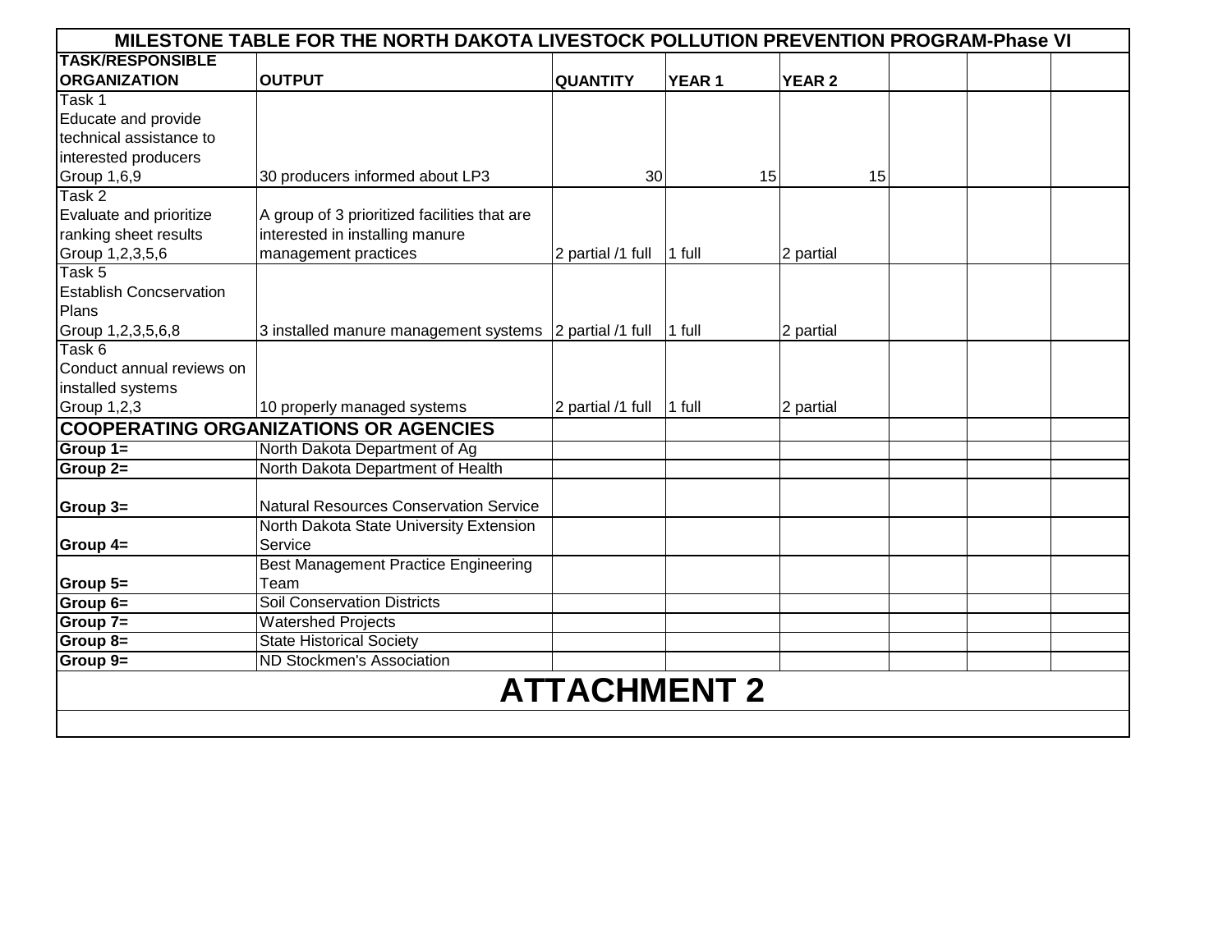# MILESTONE TABLE FOR THE NORTH DAKOTA LIVESTOCK POLLUTION PREVENTION PROGRAM-Phase VI

| TASK/RESPONSIBLE ORGANIZATION | OUTPUT | QUANTITY | YEAR 1 | YEAR 2 | | | |
|---|---|---|---|---|---|---|---|
| Task 1<br>Educate and provide technical assistance to interested producers<br>Group 1,6,9 | 30 producers informed about LP3 | 30 | 15 | 15 | | | |
| Task 2<br>Evaluate and prioritize ranking sheet results<br>Group 1,2,3,5,6 | A group of 3 prioritized facilities that are interested in installing manure management practices | 2 partial /1 full | 1 full | 2 partial | | | |
| Task 5<br>Establish Concservation Plans<br>Group 1,2,3,5,6,8 | 3 installed manure management systems | 2 partial /1 full | 1 full | 2 partial | | | |
| Task 6<br>Conduct annual reviews on installed systems<br>Group 1,2,3 | 10 properly managed systems | 2 partial /1 full | 1 full | 2 partial | | | |
| **COOPERATING ORGANIZATIONS OR AGENCIES** | | | | | | | |
| **Group 1=** | North Dakota Department of Ag | | | | | | |
| **Group 2=** | North Dakota Department of Health | | | | | | |
| **Group 3=** | Natural Resources Conservation Service | | | | | | |
| **Group 4=** | North Dakota State University Extension Service | | | | | | |
| **Group 5=** | Best Management Practice Engineering Team | | | | | | |
| **Group 6=** | Soil Conservation Districts | | | | | | |
| **Group 7=** | Watershed Projects | | | | | | |
| **Group 8=** | State Historical Society | | | | | | |
| **Group 9=** | ND Stockmen's Association | | | | | | |

# ATTACHMENT 2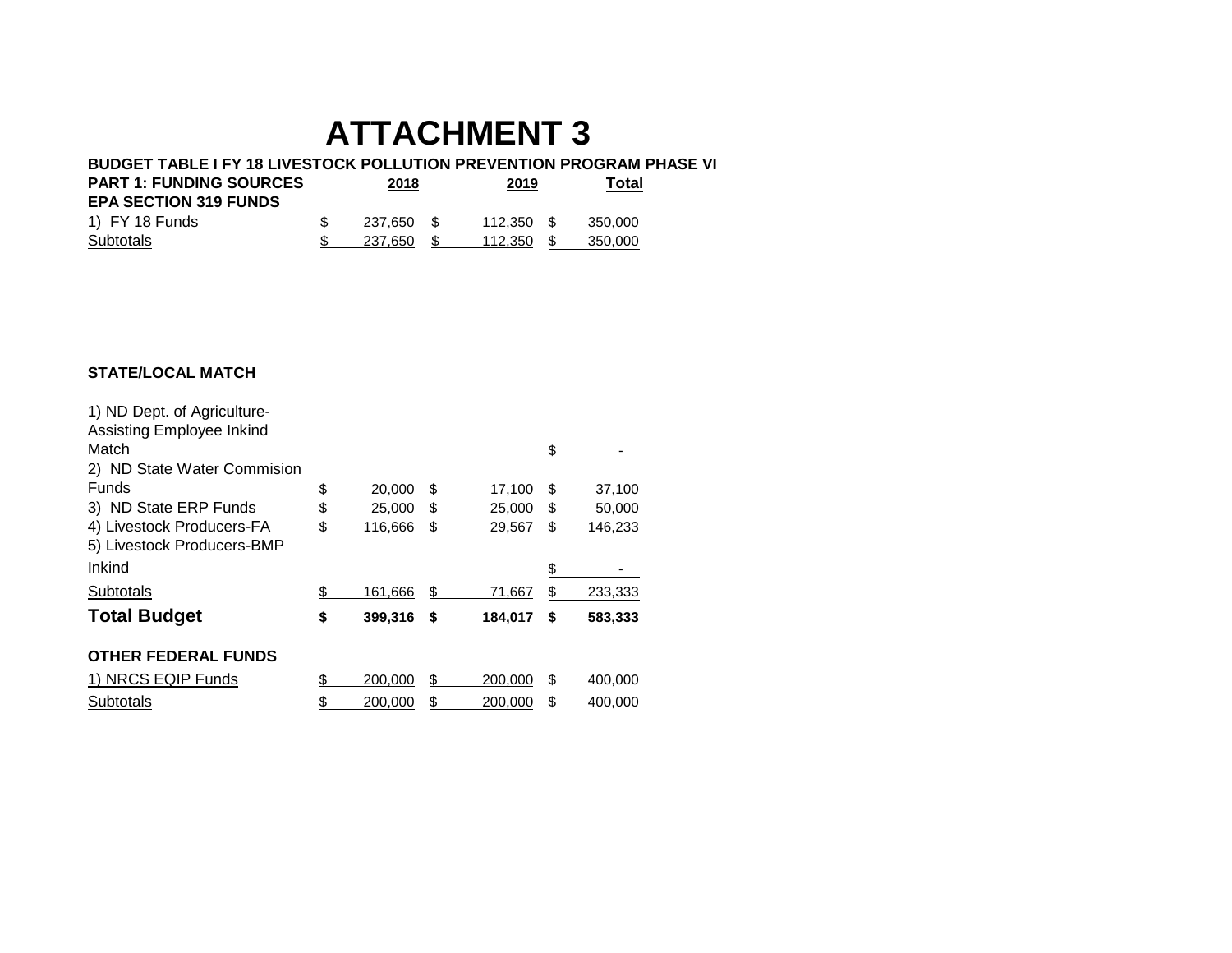# ATTACHMENT 3

**BUDGET TABLE I FY 18 LIVESTOCK POLLUTION PREVENTION PROGRAM PHASE VI**

| PART 1: FUNDING SOURCES | 2018 | 2019 | Total |
|---|---|---|---|
| **EPA SECTION 319 FUNDS** | | | |
| 1) FY 18 Funds | $ 237,650 | $ 112,350 | $ 350,000 |
| Subtotals | $ 237,650 | $ 112,350 | $ 350,000 |
| | | | |
| **STATE/LOCAL MATCH** | | | |
| 1) ND Dept. of Agriculture-Assisting Employee Inkind Match | | | $ - |
| 2) ND State Water Commision Funds | $ 20,000 | $ 17,100 | $ 37,100 |
| 3) ND State ERP Funds | $ 25,000 | $ 25,000 | $ 50,000 |
| 4) Livestock Producers-FA | $ 116,666 | $ 29,567 | $ 146,233 |
| 5) Livestock Producers-BMP Inkind | | | $ - |
| Subtotals | $ 161,666 | $ 71,667 | $ 233,333 |
| **Total Budget** | **$ 399,316** | **$ 184,017** | **$ 583,333** |
| | | | |
| **OTHER FEDERAL FUNDS** | | | |
| 1) NRCS EQIP Funds | $ 200,000 | $ 200,000 | $ 400,000 |
| Subtotals | $ 200,000 | $ 200,000 | $ 400,000 |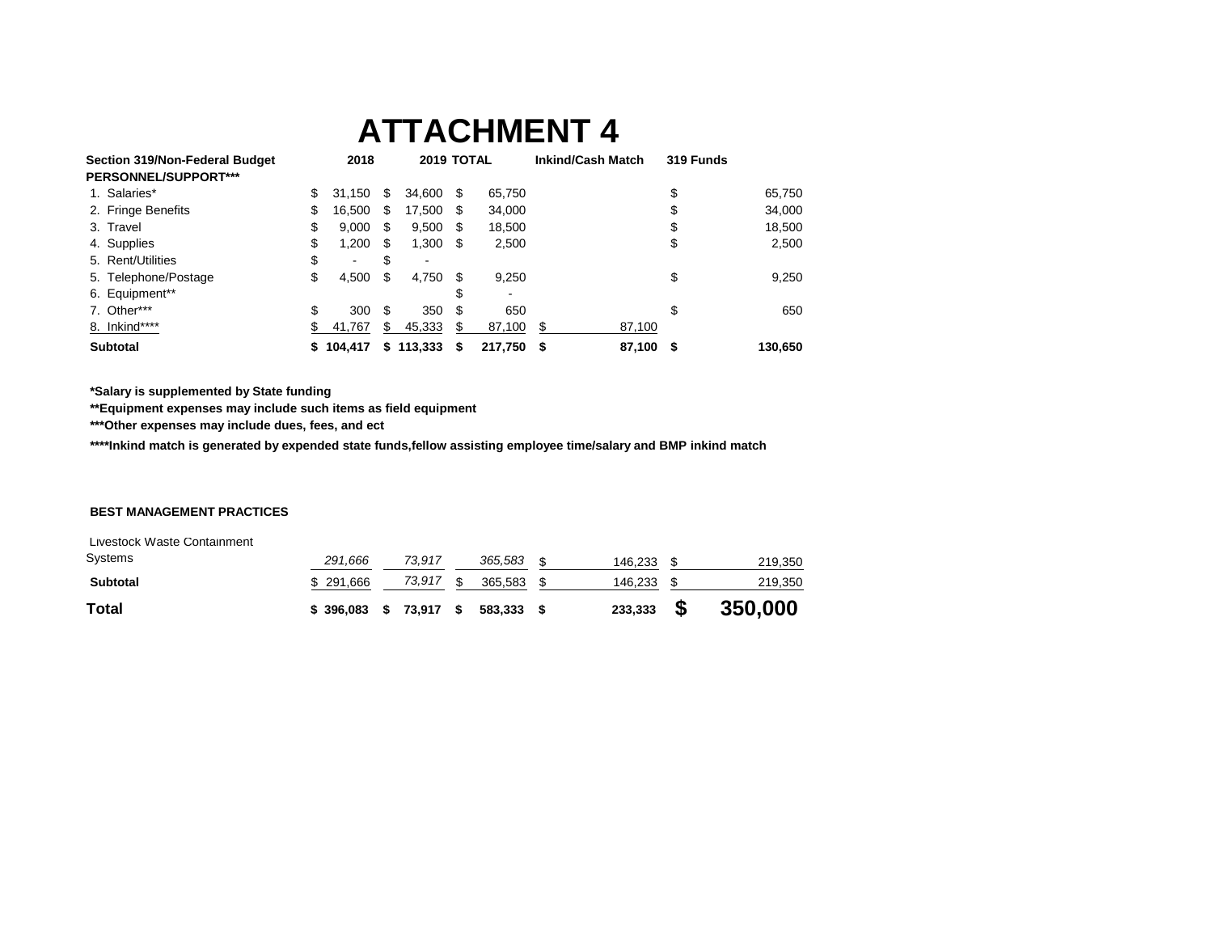# ATTACHMENT 4

| Section 319/Non-Federal Budget | 2018 | 2019 | TOTAL | Inkind/Cash Match | 319 Funds |
|---|---|---|---|---|---|
| **PERSONNEL/SUPPORT*** ** | | | | | |
| 1. Salaries* | $ 31,150 | $ 34,600 | $ 65,750 | | $ 65,750 |
| 2. Fringe Benefits | $ 16,500 | $ 17,500 | $ 34,000 | | $ 34,000 |
| 3. Travel | $ 9,000 | $ 9,500 | $ 18,500 | | $ 18,500 |
| 4. Supplies | $ 1,200 | $ 1,300 | $ 2,500 | | $ 2,500 |
| 5. Rent/Utilities | $ - | $ - | | | |
| 5. Telephone/Postage | $ 4,500 | $ 4,750 | $ 9,250 | | $ 9,250 |
| 6. Equipment** | | | $ - | | |
| 7. Other*** | $ 300 | $ 350 | $ 650 | | $ 650 |
| 8. Inkind**** | $ 41,767 | $ 45,333 | $ 87,100 | $ 87,100 | |
| **Subtotal** | **$ 104,417** | **$ 113,333** | **$ 217,750** | **$ 87,100** | **$ 130,650** |
| **BEST MANAGEMENT PRACTICES** | | | | | |
| Livestock Waste Containment Systems | *291,666* | *73,917* | *365,583* | $ 146,233 | $ 219,350 |
| **Subtotal** | $ 291,666 | *73,917* | $ 365,583 | $ 146,233 | $ 219,350 |
| **Total** | **$ 396,083** | **$ 73,917** | **$ 583,333** | **$ 233,333** | **$ 350,000** |

***Salary is supplemented by State funding**

****Equipment expenses may include such items as field equipment**

*****Other expenses may include dues, fees, and ect**

******Inkind match is generated by expended state funds,fellow assisting employee time/salary and BMP inkind match**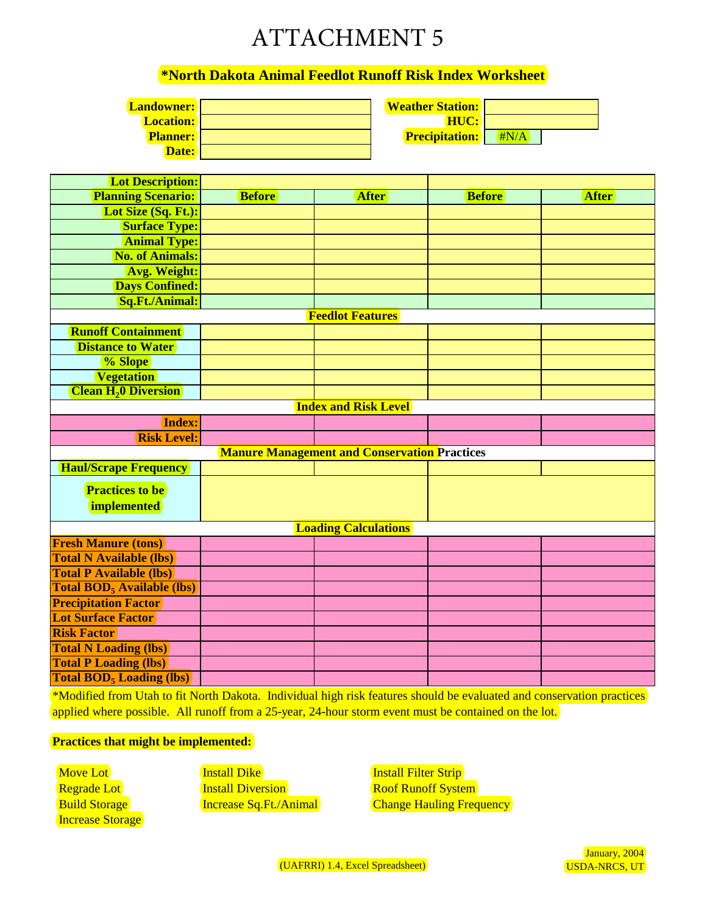# ATTACHMENT 5

## *North Dakota Animal Feedlot Runoff Risk Index Worksheet

| | | | |
|---|---|---|---|
| **Landowner:** | | **Weather Station:** | |
| **Location:** | | **HUC:** | |
| **Planner:** | | **Precipitation:** | #N/A |
| **Date:** | | | |

| **Lot Description:** | | | | |
|---|---|---|---|---|
| **Planning Scenario:** | **Before** | **After** | **Before** | **After** |
| **Lot Size (Sq. Ft.):** | | | | |
| **Surface Type:** | | | | |
| **Animal Type:** | | | | |
| **No. of Animals:** | | | | |
| **Avg. Weight:** | | | | |
| **Days Confined:** | | | | |
| **Sq.Ft./Animal:** | | | | |
| **Feedlot Features** | | | | |
| **Runoff Containment** | | | | |
| **Distance to Water** | | | | |
| **% Slope** | | | | |
| **Vegetation** | | | | |
| **Clean $H_20$ Diversion** | | | | |
| **Index and Risk Level** | | | | |
| **Index:** | | | | |
| **Risk Level:** | | | | |
| **Manure Management and Conservation Practices** | | | | |
| **Haul/Scrape Frequency** | | | | |
| **Practices to be implemented** | | | | |
| **Loading Calculations** | | | | |
| **Fresh Manure (tons)** | | | | |
| **Total N Available (lbs)** | | | | |
| **Total P Available (lbs)** | | | | |
| **Total $BOD_5$ Available (lbs)** | | | | |
| **Precipitation Factor** | | | | |
| **Lot Surface Factor** | | | | |
| **Risk Factor** | | | | |
| **Total N Loading (lbs)** | | | | |
| **Total P Loading (lbs)** | | | | |
| **Total $BOD_5$ Loading (lbs)** | | | | |

*Modified from Utah to fit North Dakota. Individual high risk features should be evaluated and conservation practices applied where possible. All runoff from a 25-year, 24-hour storm event must be contained on the lot.

**Practices that might be implemented:**

- Move Lot
- Regrade Lot
- Build Storage
- Increase Storage
- Install Dike
- Install Diversion
- Increase Sq.Ft./Animal
- Install Filter Strip
- Roof Runoff System
- Change Hauling Frequency

(UAFRRI) 1.4, Excel Spreadsheet)

January, 2004
USDA-NRCS, UT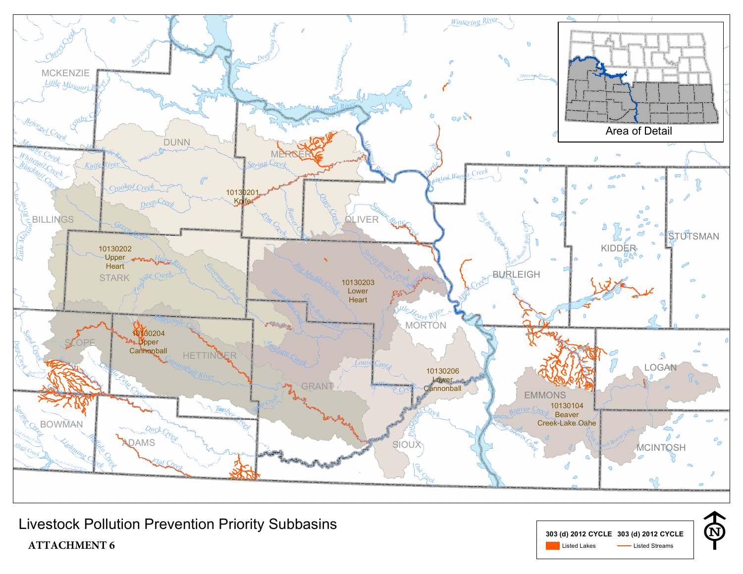Livestock Pollution Prevention Priority Subbasins

**ATTACHMENT 6**

MCKENZIE
DUNN
MERCER
OLIVER
BILLINGS
STARK
SLOPE
HETTINGER
GRANT
MORTON
BURLEIGH
KIDDER
STUTSMAN
LOGAN
EMMONS
MCINTOSH
SIOUX
ADAMS
BOWMAN

10130201 Knife
10130202 Upper Heart
10130203 Lower Heart
10130204 Upper Cannonball
10130206 Lower Cannonball
10130104 Beaver Creek-Lake Oahe

Area of Detail

303 (d) 2012 CYCLE Listed Lakes
303 (d) 2012 CYCLE Listed Streams

N